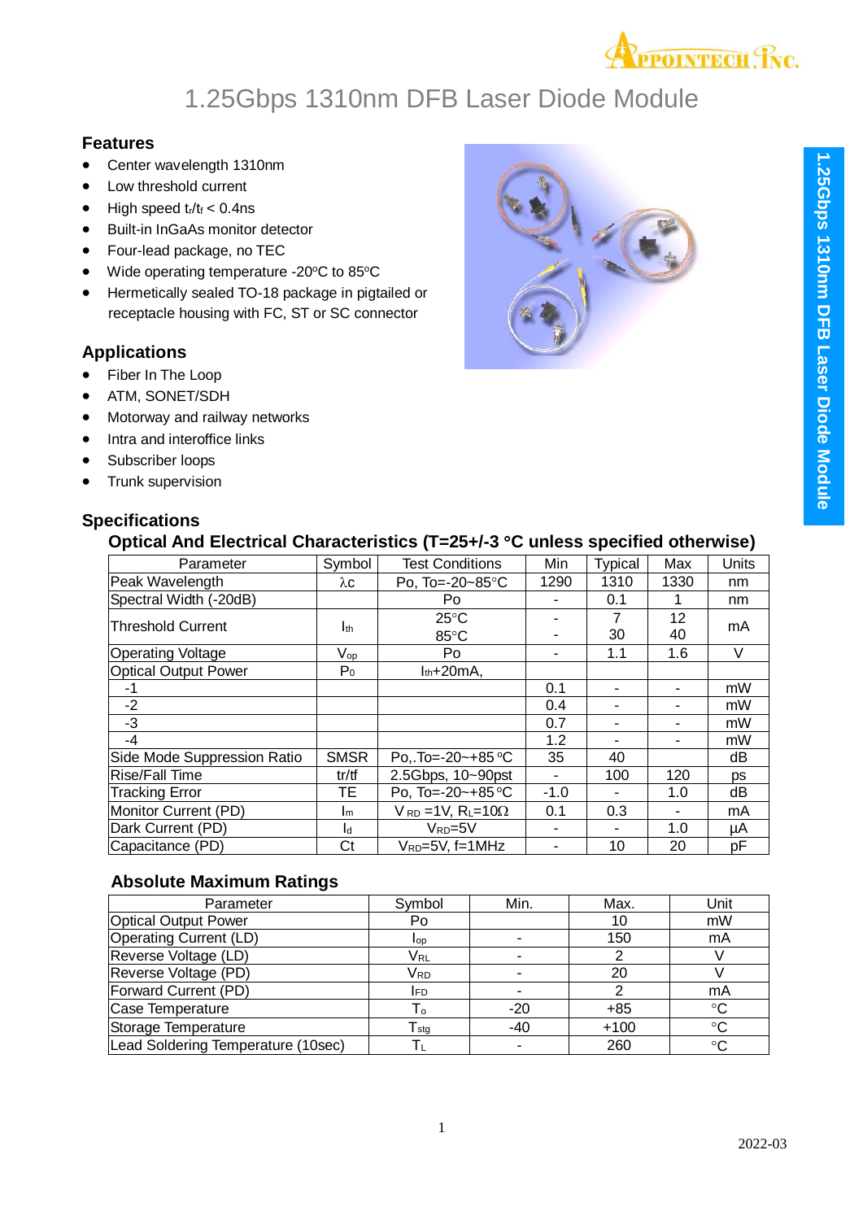# 1.25Gbps 1310nm DFB Laser Diode Module

## Features

- Center wavelength 1310nm
- Low threshold current
- High speed $t_r/t_f$ < 0.4ns
- Built-in InGaAs monitor detector
- Four-lead package, no TEC
- Wide operating temperature -20°C to 85°C
- Hermetically sealed TO-18 package in pigtailed or receptacle housing with FC, ST or SC connector

## Applications

- Fiber In The Loop
- ATM, SONET/SDH
- Motorway and railway networks
- Intra and interoffice links
- Subscriber loops
- Trunk supervision

## Specifications

### Optical And Electrical Characteristics (T=25+/-3 °C unless specified otherwise)

| Parameter | Symbol | Test Conditions | Min | Typical | Max | Units |
|---|---|---|---|---|---|---|
| Peak Wavelength | $\lambda c$ | Po, To=-20~85°C | 1290 | 1310 | 1330 | nm |
| Spectral Width (-20dB) | | Po | - | 0.1 | 1 | nm |
| Threshold Current | $I_{th}$ | 25°C<br>85°C | -<br>- | 7<br>30 | 12<br>40 | mA |
| Operating Voltage | $V_{op}$ | Po | - | 1.1 | 1.6 | V |
| Optical Output Power | $P_0$ | $I_{th}$+20mA, | | | | |
| -1 | | | 0.1 | - | - | mW |
| -2 | | | 0.4 | - | - | mW |
| -3 | | | 0.7 | - | - | mW |
| -4 | | | 1.2 | - | - | mW |
| Side Mode Suppression Ratio | SMSR | Po,.To=-20~+85 °C | 35 | 40 | | dB |
| Rise/Fall Time | tr/tf | 2.5Gbps, 10~90pst | - | 100 | 120 | ps |
| Tracking Error | TE | Po, To=-20~+85 °C | -1.0 | - | 1.0 | dB |
| Monitor Current (PD) | $I_m$ | $V_{RD}$ =1V, $R_L$=10Ω | 0.1 | 0.3 | - | mA |
| Dark Current (PD) | $I_d$ | $V_{RD}$=5V | - | - | 1.0 | µA |
| Capacitance (PD) | Ct | $V_{RD}$=5V, f=1MHz | - | 10 | 20 | pF |

### Absolute Maximum Ratings

| Parameter | Symbol | Min. | Max. | Unit |
|---|---|---|---|---|
| Optical Output Power | Po | | 10 | mW |
| Operating Current (LD) | $I_{op}$ | - | 150 | mA |
| Reverse Voltage (LD) | $V_{RL}$ | - | 2 | V |
| Reverse Voltage (PD) | $V_{RD}$ | - | 20 | V |
| Forward Current (PD) | $I_{FD}$ | - | 2 | mA |
| Case Temperature | $T_o$ | -20 | +85 | °C |
| Storage Temperature | $T_{stg}$ | -40 | +100 | °C |
| Lead Soldering Temperature (10sec) | $T_L$ | - | 260 | °C |

2022-03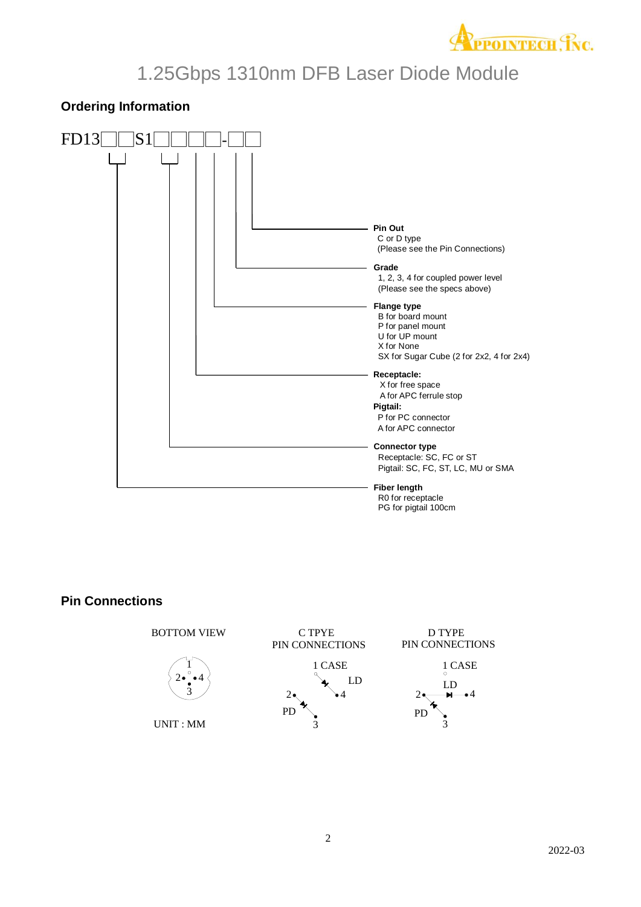# 1.25Gbps 1310nm DFB Laser Diode Module

## Ordering Information

FD13□□S1□□□□-□□

**Pin Out**
C or D type
(Please see the Pin Connections)

**Grade**
1, 2, 3, 4 for coupled power level
(Please see the specs above)

**Flange type**
B for board mount
P for panel mount
U for UP mount
X for None
SX for Sugar Cube (2 for 2x2, 4 for 2x4)

**Receptacle:**
X for free space
A for APC ferrule stop

**Pigtail:**
P for PC connector
A for APC connector

**Connector type**
Receptacle: SC, FC or ST
Pigtail: SC, FC, ST, LC, MU or SMA

**Fiber length**
R0 for receptacle
PG for pigtail 100cm

## Pin Connections

BOTTOM VIEW

1
2 • • 4
3

UNIT : MM

C TPYE
PIN CONNECTIONS

1 CASE
LD
2 • 4
PD
3

D TYPE
PIN CONNECTIONS

1 CASE
LD
2 • 4
PD
3

2022-03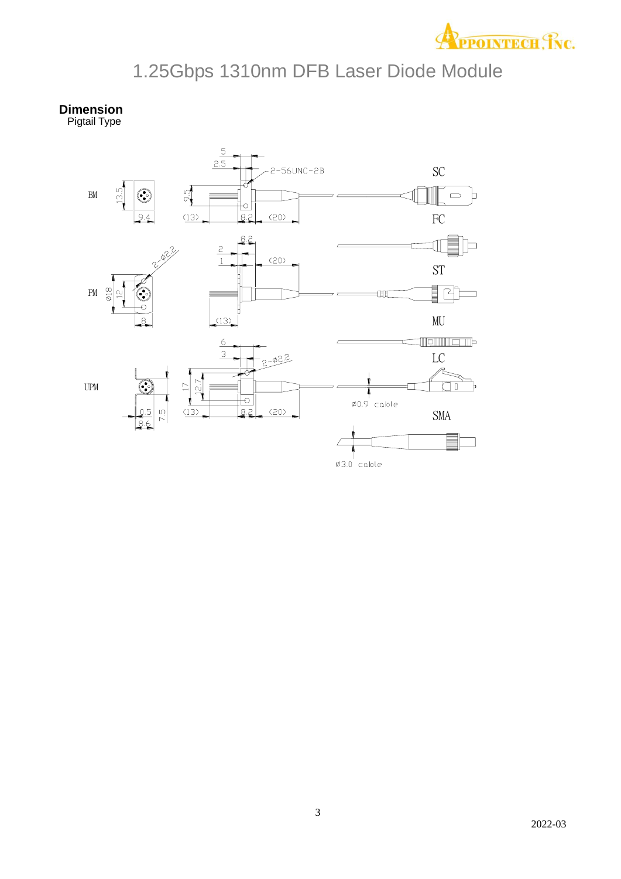# 1.25Gbps 1310nm DFB Laser Diode Module

## Dimension

Pigtail Type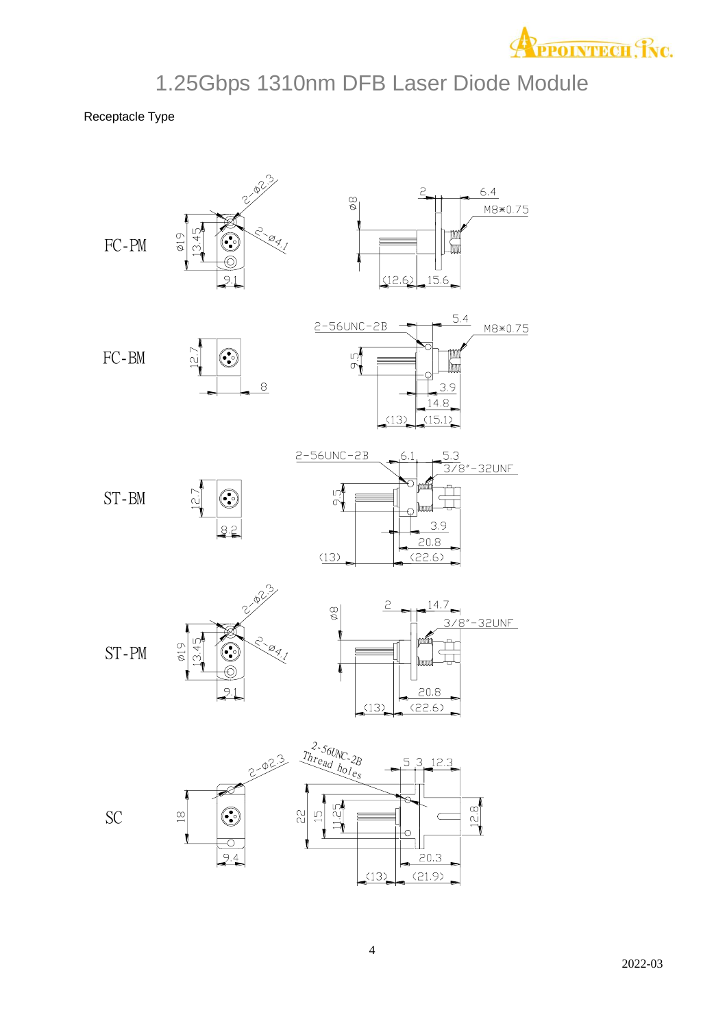# 1.25Gbps 1310nm DFB Laser Diode Module

Receptacle Type

FC-PM

2-Ø2.3
2-Ø4.1
Ø19
13.45
9.1
Ø8
2
6.4
M8*0.75
(12.6)
15.6

FC-BM

12.7
8
2-56UNC-2B
5.4
M8*0.75
9.5
3.9
14.8
(13)
(15.1)

ST-BM

12.7
8.2
2-56UNC-2B
6.1
5.3
3/8"-32UNF
9.5
3.9
20.8
(13)
(22.6)

ST-PM

2-Ø2.3
2-Ø4.1
Ø19
13.45
9.1
Ø8
2
14.7
3/8"-32UNF
20.8
(13)
(22.6)

SC

2-Ø2.3
18
9.4
2-56UNC-2B Thread holes
5.3
12.3
22
15
11.25
12.8
20.3
(13)
(21.9)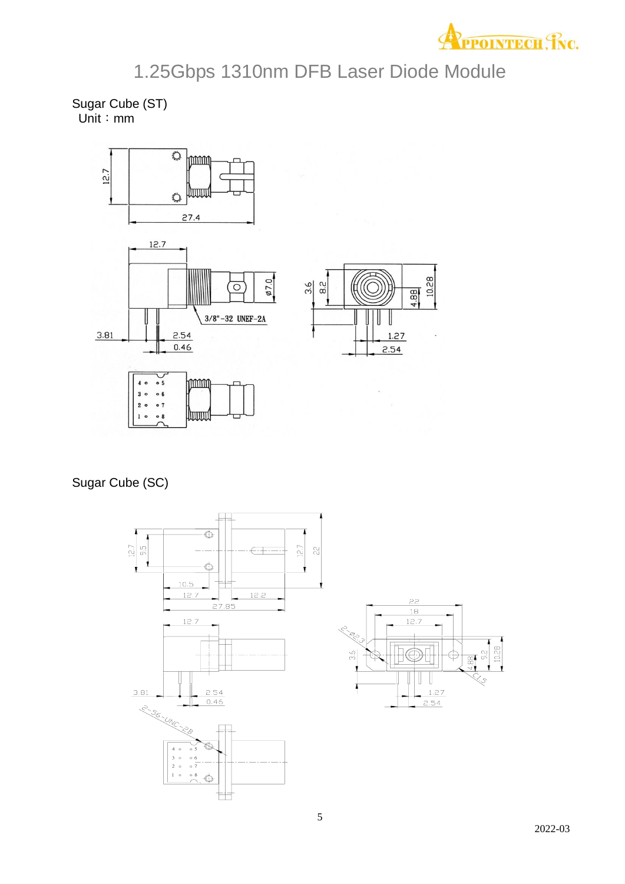# 1.25Gbps 1310nm DFB Laser Diode Module

Sugar Cube (ST)

Unit：mm

Sugar Cube (SC)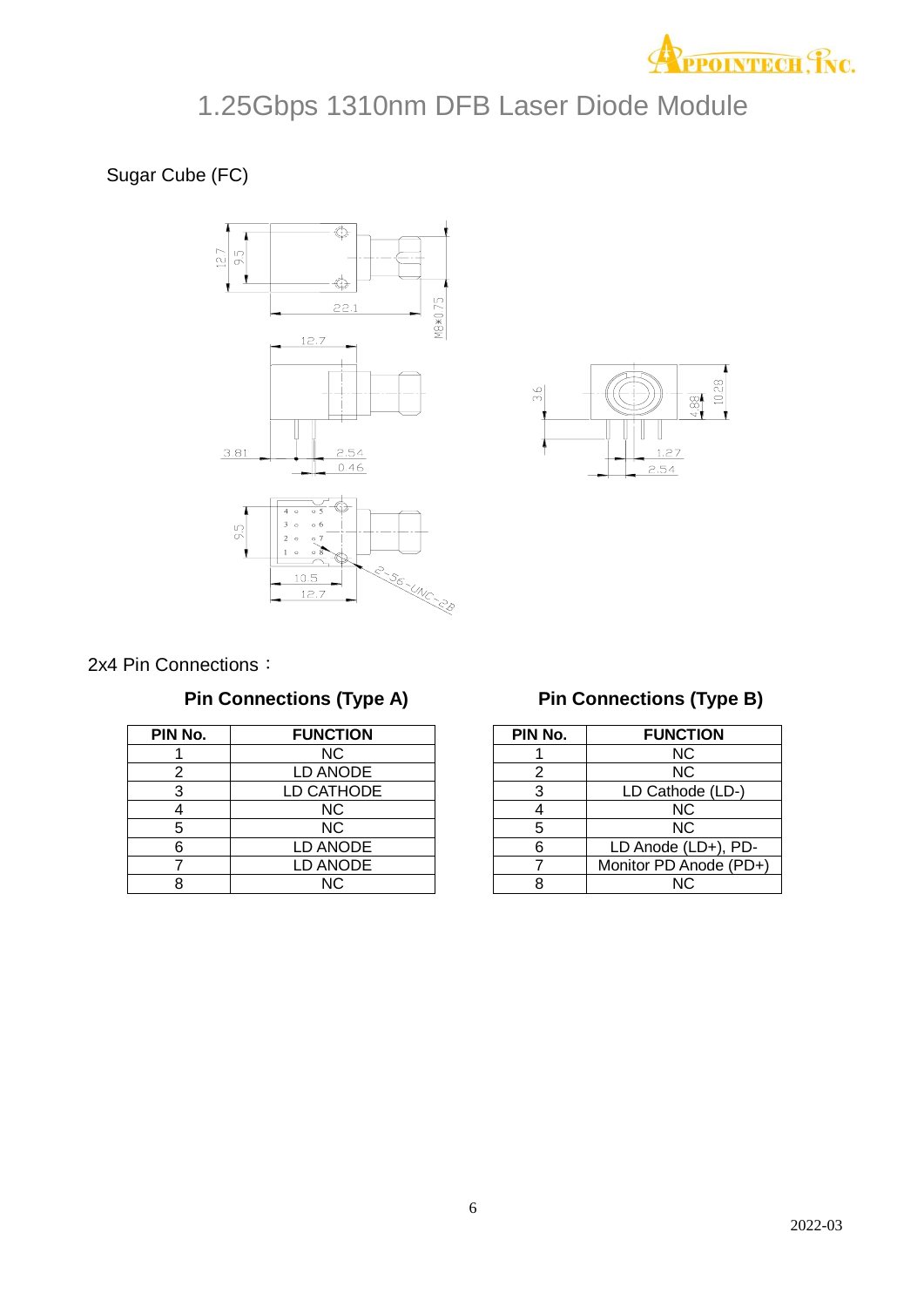# 1.25Gbps 1310nm DFB Laser Diode Module

Sugar Cube (FC)

2x4 Pin Connections：

**Pin Connections (Type A)**

| PIN No. | FUNCTION |
|---|---|
| 1 | NC |
| 2 | LD ANODE |
| 3 | LD CATHODE |
| 4 | NC |
| 5 | NC |
| 6 | LD ANODE |
| 7 | LD ANODE |
| 8 | NC |

**Pin Connections (Type B)**

| PIN No. | FUNCTION |
|---|---|
| 1 | NC |
| 2 | NC |
| 3 | LD Cathode (LD-) |
| 4 | NC |
| 5 | NC |
| 6 | LD Anode (LD+), PD- |
| 7 | Monitor PD Anode (PD+) |
| 8 | NC |

2022-03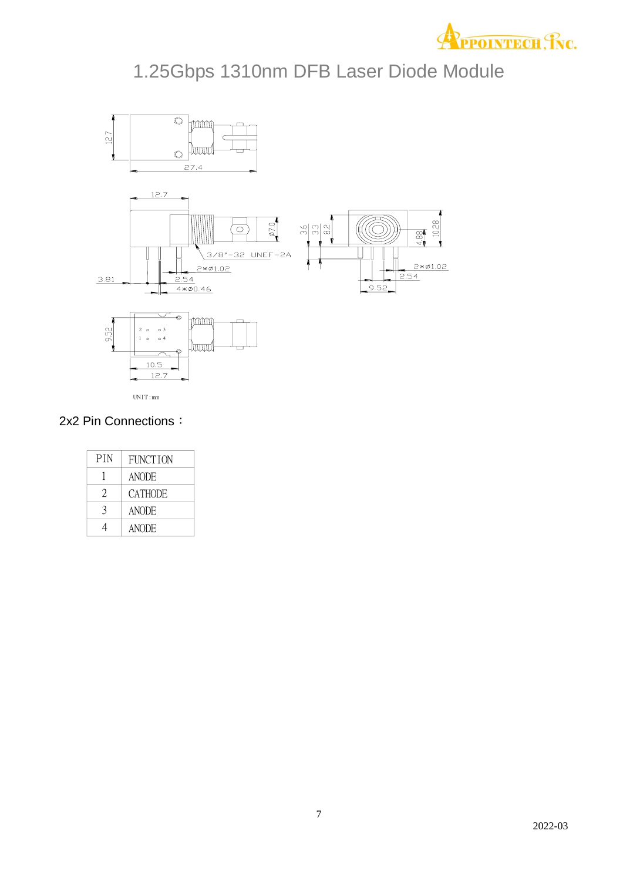# 1.25Gbps 1310nm DFB Laser Diode Module

12.7

27.4

12.7

Ø7.0

3/8"-32 UNEF-2A

2×Ø1.02

3.81

2.54

4×Ø0.46

3.6

3.3

8.2

4.88

10.28

2×Ø1.02

2.54

9.52

9.52

2 3

1 4

10.5

12.7

UNIT: mm

2x2 Pin Connections：

| PIN | FUNCTION |
|---|---|
| 1 | ANODE |
| 2 | CATHODE |
| 3 | ANODE |
| 4 | ANODE |

2022-03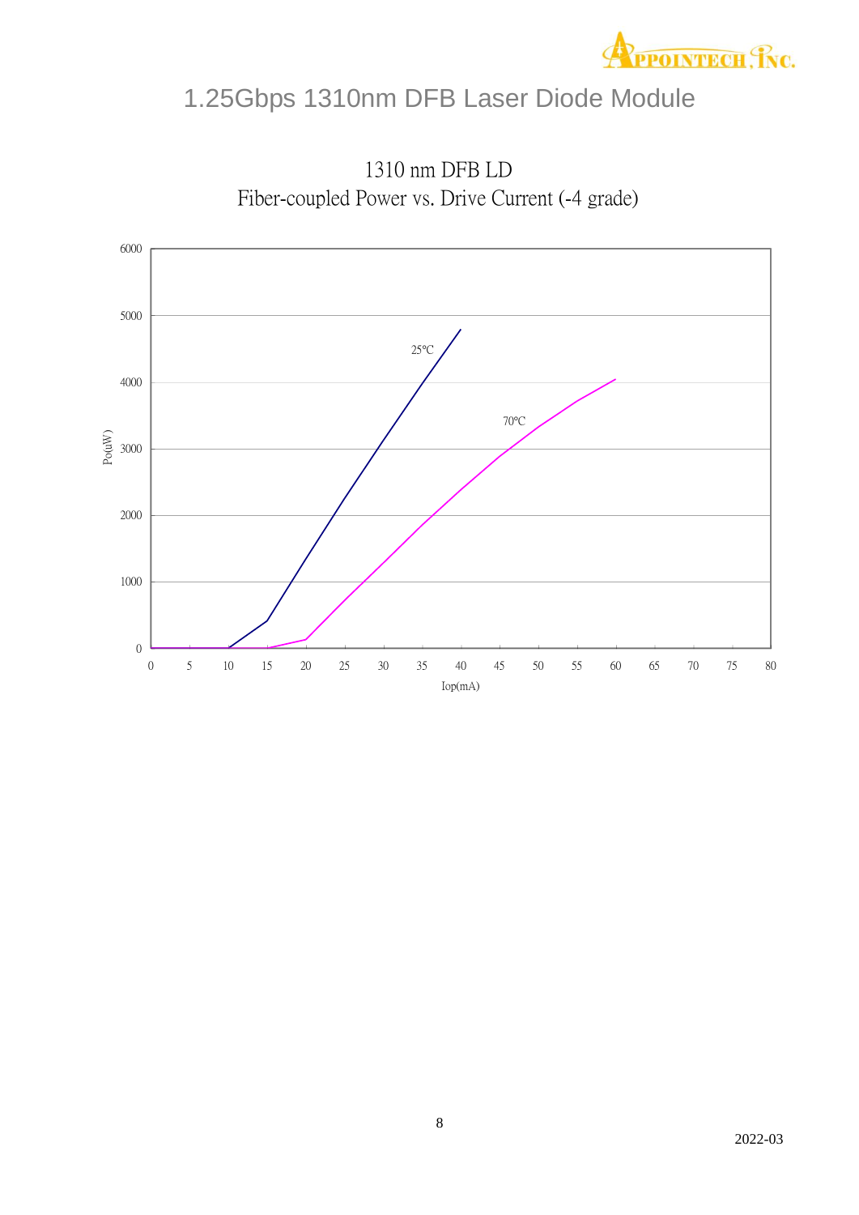# 1.25Gbps 1310nm DFB Laser Diode Module

1310 nm DFB LD

Fiber-coupled Power vs. Drive Current (-4 grade)

6000
5000
4000
3000
2000
1000
0

Po(uW)

25°C

70°C

0 5 10 15 20 25 30 35 40 45 50 55 60 65 70 75 80

Iop(mA)

2022-03